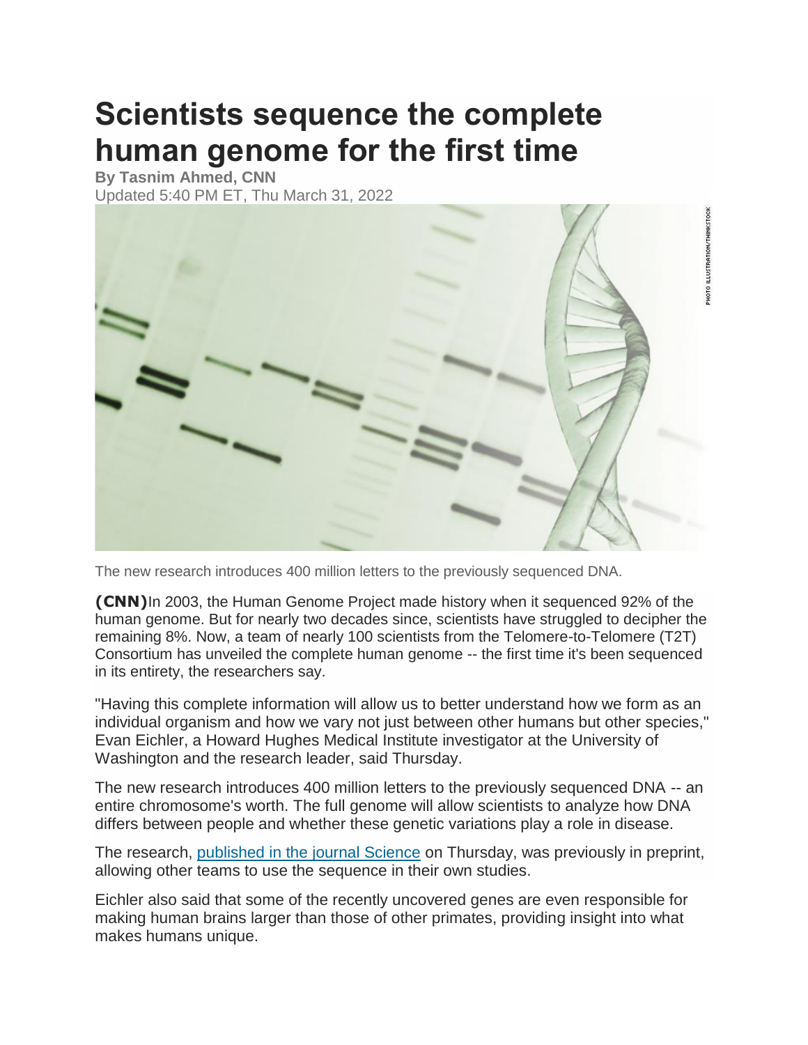# Scientists sequence the complete human genome for the first time

**By Tasnim Ahmed, CNN**
Updated 5:40 PM ET, Thu March 31, 2022

The new research introduces 400 million letters to the previously sequenced DNA.

**(CNN)**In 2003, the Human Genome Project made history when it sequenced 92% of the human genome. But for nearly two decades since, scientists have struggled to decipher the remaining 8%. Now, a team of nearly 100 scientists from the Telomere-to-Telomere (T2T) Consortium has unveiled the complete human genome -- the first time it's been sequenced in its entirety, the researchers say.

"Having this complete information will allow us to better understand how we form as an individual organism and how we vary not just between other humans but other species," Evan Eichler, a Howard Hughes Medical Institute investigator at the University of Washington and the research leader, said Thursday.

The new research introduces 400 million letters to the previously sequenced DNA -- an entire chromosome's worth. The full genome will allow scientists to analyze how DNA differs between people and whether these genetic variations play a role in disease.

The research, published in the journal Science on Thursday, was previously in preprint, allowing other teams to use the sequence in their own studies.

Eichler also said that some of the recently uncovered genes are even responsible for making human brains larger than those of other primates, providing insight into what makes humans unique.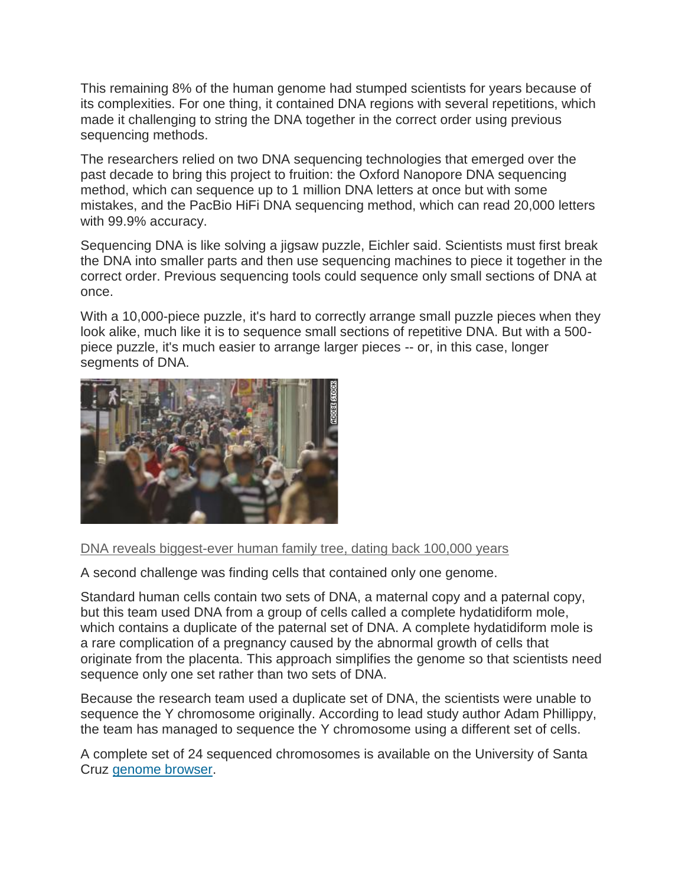This remaining 8% of the human genome had stumped scientists for years because of its complexities. For one thing, it contained DNA regions with several repetitions, which made it challenging to string the DNA together in the correct order using previous sequencing methods.

The researchers relied on two DNA sequencing technologies that emerged over the past decade to bring this project to fruition: the Oxford Nanopore DNA sequencing method, which can sequence up to 1 million DNA letters at once but with some mistakes, and the PacBio HiFi DNA sequencing method, which can read 20,000 letters with 99.9% accuracy.

Sequencing DNA is like solving a jigsaw puzzle, Eichler said. Scientists must first break the DNA into smaller parts and then use sequencing machines to piece it together in the correct order. Previous sequencing tools could sequence only small sections of DNA at once.

With a 10,000-piece puzzle, it's hard to correctly arrange small puzzle pieces when they look alike, much like it is to sequence small sections of repetitive DNA. But with a 500-piece puzzle, it's much easier to arrange larger pieces -- or, in this case, longer segments of DNA.

DNA reveals biggest-ever human family tree, dating back 100,000 years

A second challenge was finding cells that contained only one genome.

Standard human cells contain two sets of DNA, a maternal copy and a paternal copy, but this team used DNA from a group of cells called a complete hydatidiform mole, which contains a duplicate of the paternal set of DNA. A complete hydatidiform mole is a rare complication of a pregnancy caused by the abnormal growth of cells that originate from the placenta. This approach simplifies the genome so that scientists need sequence only one set rather than two sets of DNA.

Because the research team used a duplicate set of DNA, the scientists were unable to sequence the Y chromosome originally. According to lead study author Adam Phillippy, the team has managed to sequence the Y chromosome using a different set of cells.

A complete set of 24 sequenced chromosomes is available on the University of Santa Cruz genome browser.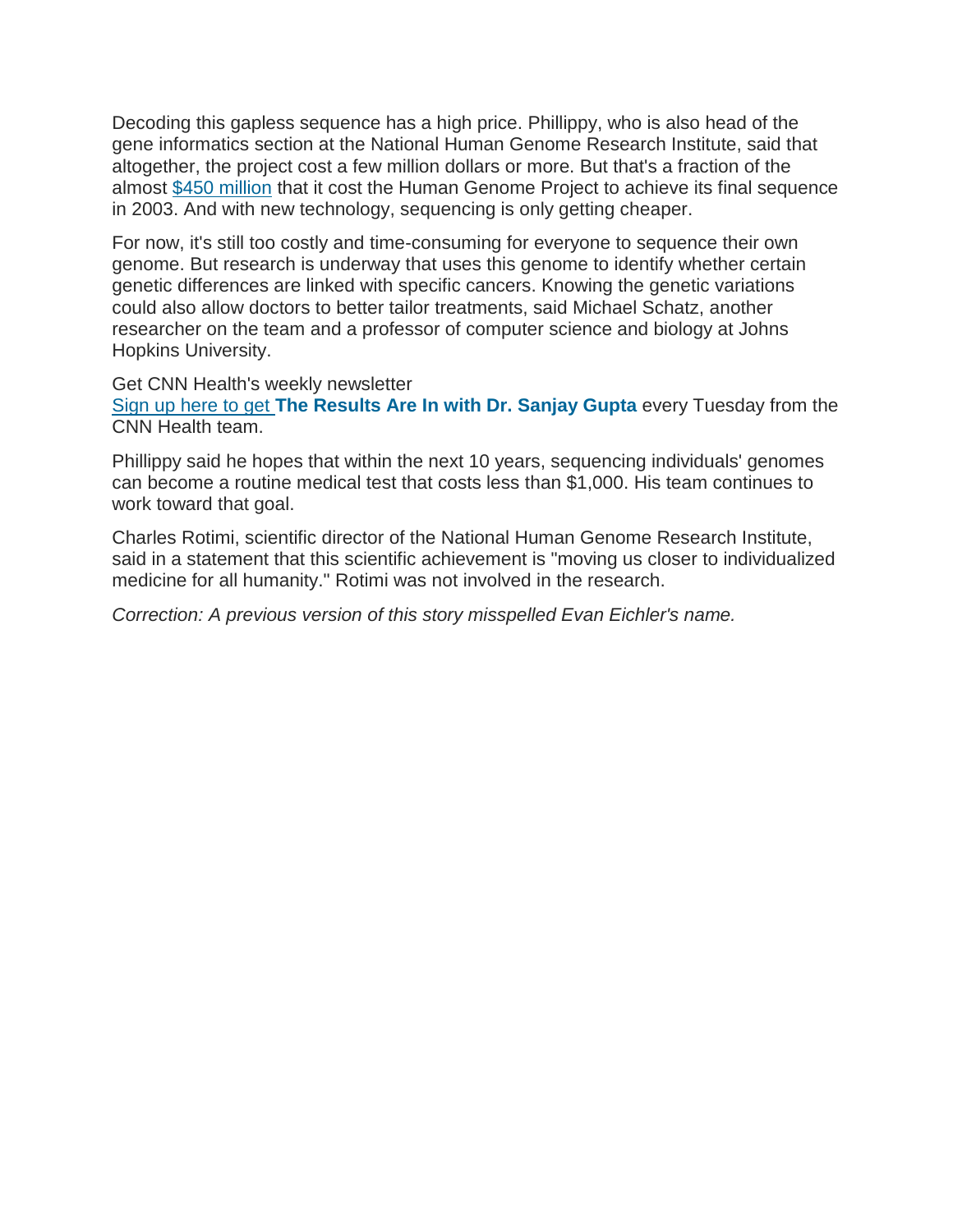Decoding this gapless sequence has a high price. Phillippy, who is also head of the gene informatics section at the National Human Genome Research Institute, said that altogether, the project cost a few million dollars or more. But that's a fraction of the almost [$450 million] that it cost the Human Genome Project to achieve its final sequence in 2003. And with new technology, sequencing is only getting cheaper.

For now, it's still too costly and time-consuming for everyone to sequence their own genome. But research is underway that uses this genome to identify whether certain genetic differences are linked with specific cancers. Knowing the genetic variations could also allow doctors to better tailor treatments, said Michael Schatz, another researcher on the team and a professor of computer science and biology at Johns Hopkins University.

Get CNN Health's weekly newsletter
Sign up here to get **The Results Are In with Dr. Sanjay Gupta** every Tuesday from the CNN Health team.

Phillippy said he hopes that within the next 10 years, sequencing individuals' genomes can become a routine medical test that costs less than $1,000. His team continues to work toward that goal.

Charles Rotimi, scientific director of the National Human Genome Research Institute, said in a statement that this scientific achievement is "moving us closer to individualized medicine for all humanity." Rotimi was not involved in the research.

*Correction: A previous version of this story misspelled Evan Eichler's name.*